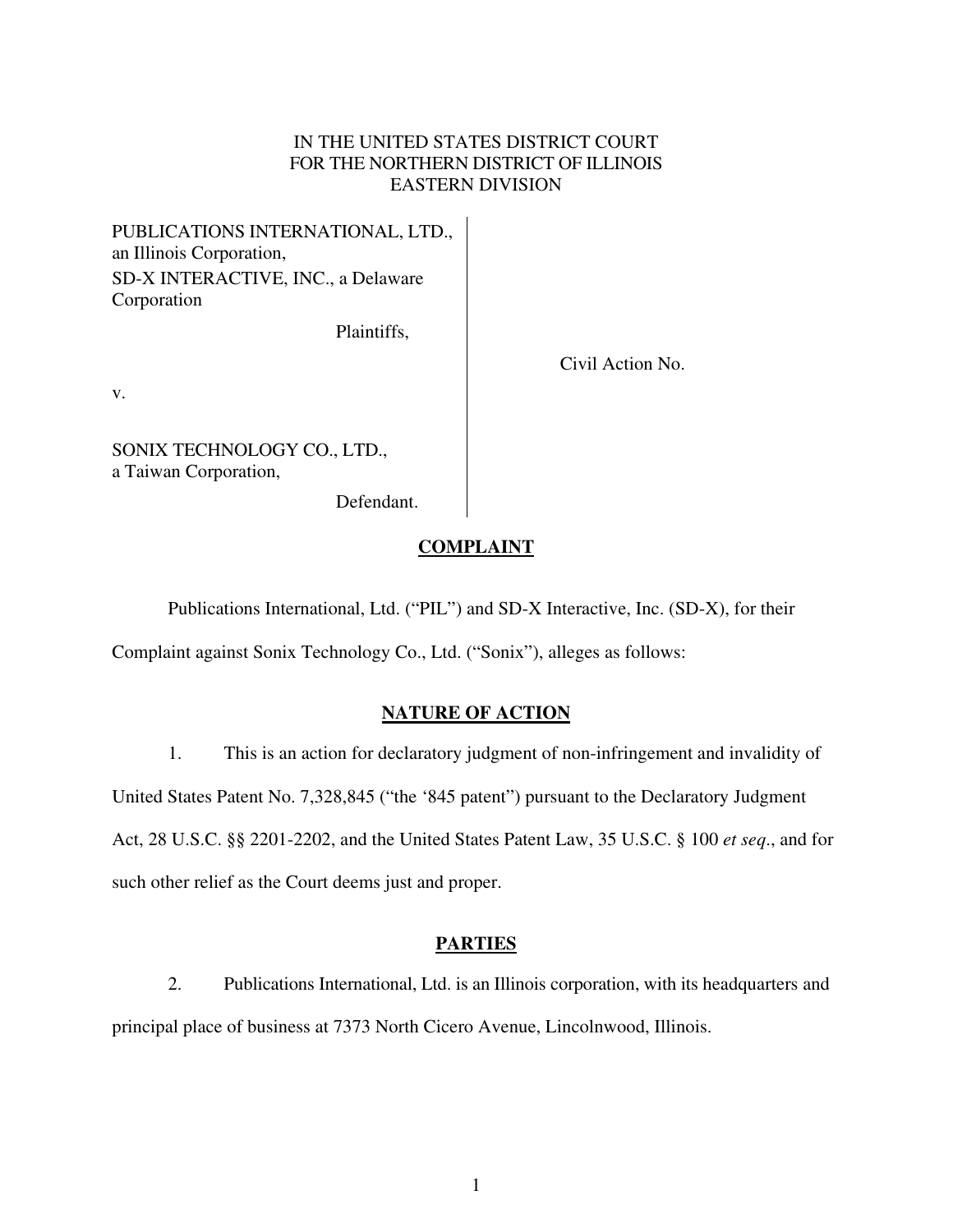IN THE UNITED STATES DISTRICT COURT
FOR THE NORTHERN DISTRICT OF ILLINOIS
EASTERN DIVISION

PUBLICATIONS INTERNATIONAL, LTD., an Illinois Corporation,
SD-X INTERACTIVE, INC., a Delaware Corporation

Plaintiffs,

v.

SONIX TECHNOLOGY CO., LTD., a Taiwan Corporation,

Defendant.

Civil Action No.

## COMPLAINT

Publications International, Ltd. ("PIL") and SD-X Interactive, Inc. (SD-X), for their Complaint against Sonix Technology Co., Ltd. ("Sonix"), alleges as follows:

## NATURE OF ACTION

1. This is an action for declaratory judgment of non-infringement and invalidity of United States Patent No. 7,328,845 ("the '845 patent") pursuant to the Declaratory Judgment Act, 28 U.S.C. §§ 2201-2202, and the United States Patent Law, 35 U.S.C. § 100 *et seq*., and for such other relief as the Court deems just and proper.

## PARTIES

2. Publications International, Ltd. is an Illinois corporation, with its headquarters and principal place of business at 7373 North Cicero Avenue, Lincolnwood, Illinois.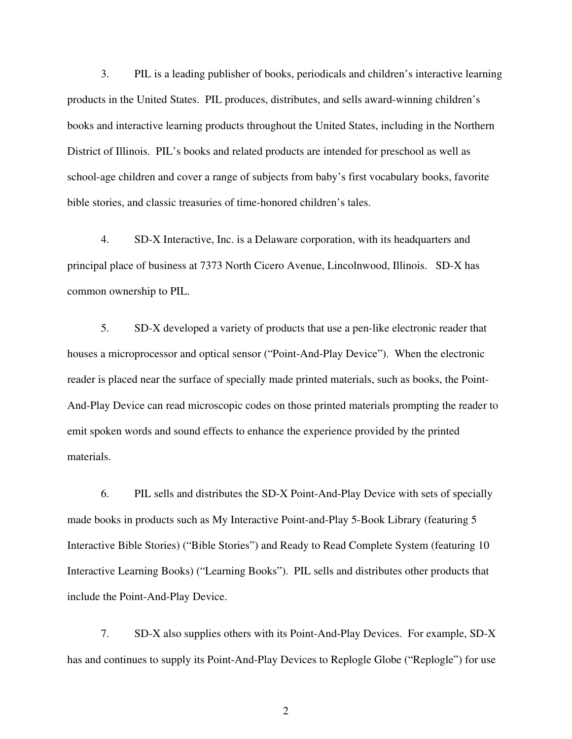3. PIL is a leading publisher of books, periodicals and children's interactive learning products in the United States. PIL produces, distributes, and sells award-winning children's books and interactive learning products throughout the United States, including in the Northern District of Illinois. PIL's books and related products are intended for preschool as well as school-age children and cover a range of subjects from baby's first vocabulary books, favorite bible stories, and classic treasuries of time-honored children's tales.

4. SD-X Interactive, Inc. is a Delaware corporation, with its headquarters and principal place of business at 7373 North Cicero Avenue, Lincolnwood, Illinois. SD-X has common ownership to PIL.

5. SD-X developed a variety of products that use a pen-like electronic reader that houses a microprocessor and optical sensor ("Point-And-Play Device"). When the electronic reader is placed near the surface of specially made printed materials, such as books, the Point-And-Play Device can read microscopic codes on those printed materials prompting the reader to emit spoken words and sound effects to enhance the experience provided by the printed materials.

6. PIL sells and distributes the SD-X Point-And-Play Device with sets of specially made books in products such as My Interactive Point-and-Play 5-Book Library (featuring 5 Interactive Bible Stories) ("Bible Stories") and Ready to Read Complete System (featuring 10 Interactive Learning Books) ("Learning Books"). PIL sells and distributes other products that include the Point-And-Play Device.

7. SD-X also supplies others with its Point-And-Play Devices. For example, SD-X has and continues to supply its Point-And-Play Devices to Replogle Globe ("Replogle") for use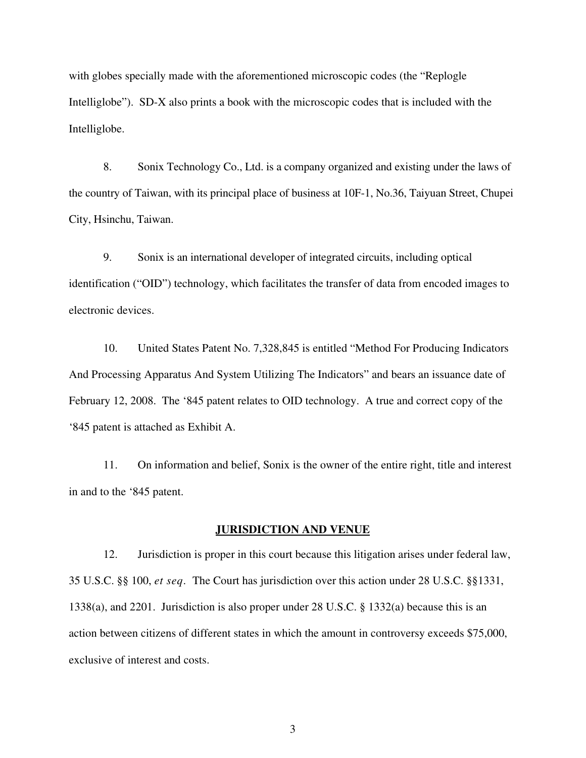with globes specially made with the aforementioned microscopic codes (the "Replogle Intelliglobe"). SD-X also prints a book with the microscopic codes that is included with the Intelliglobe.

8. Sonix Technology Co., Ltd. is a company organized and existing under the laws of the country of Taiwan, with its principal place of business at 10F-1, No.36, Taiyuan Street, Chupei City, Hsinchu, Taiwan.

9. Sonix is an international developer of integrated circuits, including optical identification ("OID") technology, which facilitates the transfer of data from encoded images to electronic devices.

10. United States Patent No. 7,328,845 is entitled "Method For Producing Indicators And Processing Apparatus And System Utilizing The Indicators" and bears an issuance date of February 12, 2008. The '845 patent relates to OID technology. A true and correct copy of the '845 patent is attached as Exhibit A.

11. On information and belief, Sonix is the owner of the entire right, title and interest in and to the '845 patent.

## JURISDICTION AND VENUE

12. Jurisdiction is proper in this court because this litigation arises under federal law, 35 U.S.C. §§ 100, *et seq*. The Court has jurisdiction over this action under 28 U.S.C. §§1331, 1338(a), and 2201. Jurisdiction is also proper under 28 U.S.C. § 1332(a) because this is an action between citizens of different states in which the amount in controversy exceeds $75,000, exclusive of interest and costs.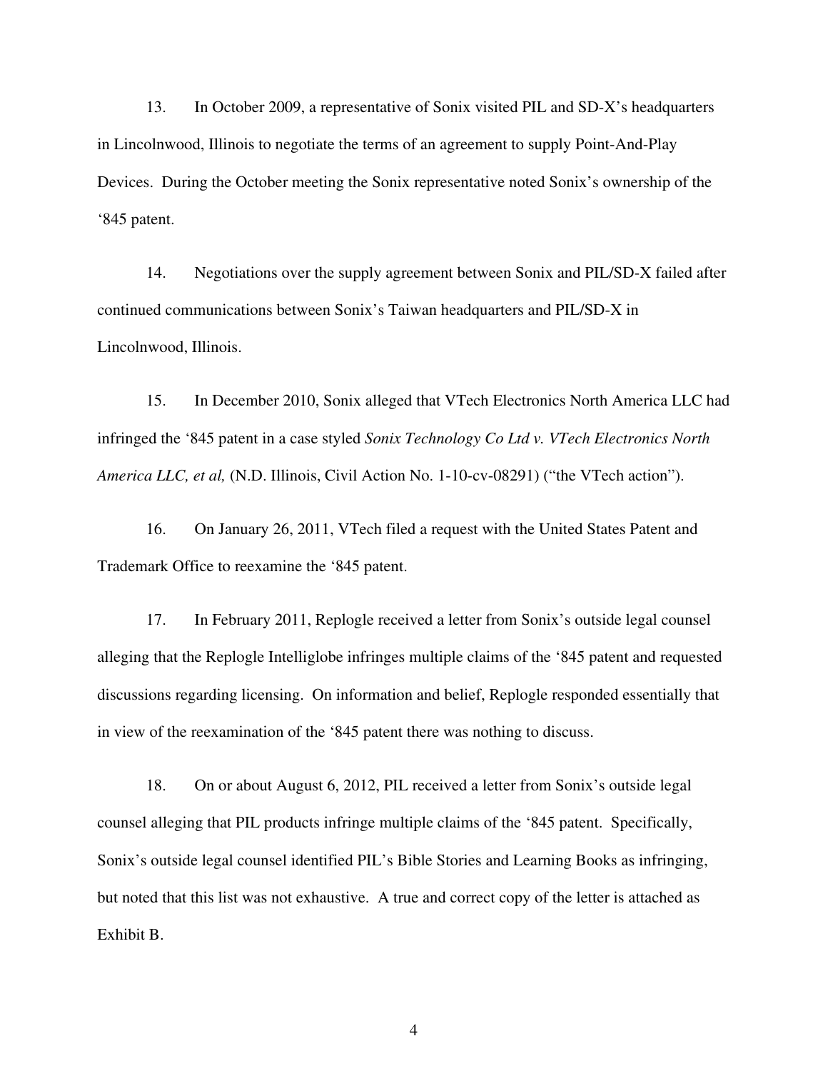13. In October 2009, a representative of Sonix visited PIL and SD-X's headquarters in Lincolnwood, Illinois to negotiate the terms of an agreement to supply Point-And-Play Devices. During the October meeting the Sonix representative noted Sonix's ownership of the '845 patent.

14. Negotiations over the supply agreement between Sonix and PIL/SD-X failed after continued communications between Sonix's Taiwan headquarters and PIL/SD-X in Lincolnwood, Illinois.

15. In December 2010, Sonix alleged that VTech Electronics North America LLC had infringed the '845 patent in a case styled *Sonix Technology Co Ltd v. VTech Electronics North America LLC, et al,* (N.D. Illinois, Civil Action No. 1-10-cv-08291) ("the VTech action").

16. On January 26, 2011, VTech filed a request with the United States Patent and Trademark Office to reexamine the '845 patent.

17. In February 2011, Replogle received a letter from Sonix's outside legal counsel alleging that the Replogle Intelliglobe infringes multiple claims of the '845 patent and requested discussions regarding licensing. On information and belief, Replogle responded essentially that in view of the reexamination of the '845 patent there was nothing to discuss.

18. On or about August 6, 2012, PIL received a letter from Sonix's outside legal counsel alleging that PIL products infringe multiple claims of the '845 patent. Specifically, Sonix's outside legal counsel identified PIL's Bible Stories and Learning Books as infringing, but noted that this list was not exhaustive. A true and correct copy of the letter is attached as Exhibit B.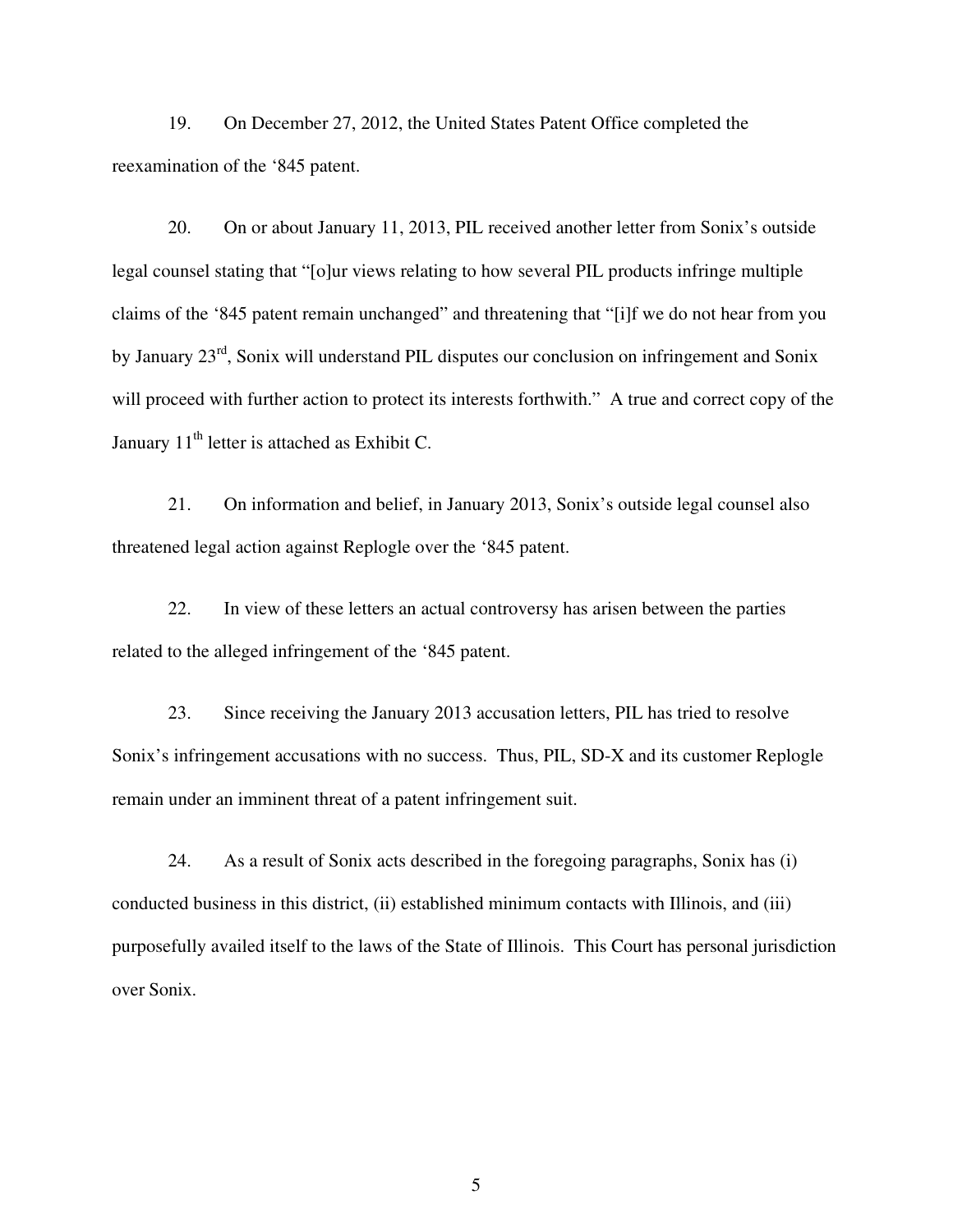19. On December 27, 2012, the United States Patent Office completed the reexamination of the '845 patent.

20. On or about January 11, 2013, PIL received another letter from Sonix's outside legal counsel stating that "[o]ur views relating to how several PIL products infringe multiple claims of the '845 patent remain unchanged" and threatening that "[i]f we do not hear from you by January 23rd, Sonix will understand PIL disputes our conclusion on infringement and Sonix will proceed with further action to protect its interests forthwith." A true and correct copy of the January 11th letter is attached as Exhibit C.

21. On information and belief, in January 2013, Sonix's outside legal counsel also threatened legal action against Replogle over the '845 patent.

22. In view of these letters an actual controversy has arisen between the parties related to the alleged infringement of the '845 patent.

23. Since receiving the January 2013 accusation letters, PIL has tried to resolve Sonix's infringement accusations with no success. Thus, PIL, SD-X and its customer Replogle remain under an imminent threat of a patent infringement suit.

24. As a result of Sonix acts described in the foregoing paragraphs, Sonix has (i) conducted business in this district, (ii) established minimum contacts with Illinois, and (iii) purposefully availed itself to the laws of the State of Illinois. This Court has personal jurisdiction over Sonix.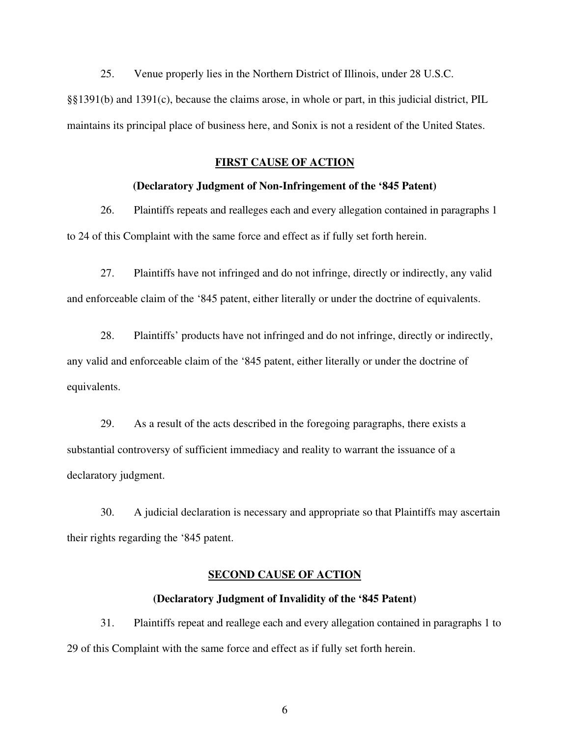25. Venue properly lies in the Northern District of Illinois, under 28 U.S.C. §§1391(b) and 1391(c), because the claims arose, in whole or part, in this judicial district, PIL maintains its principal place of business here, and Sonix is not a resident of the United States.

**FIRST CAUSE OF ACTION**

**(Declaratory Judgment of Non-Infringement of the '845 Patent)**

26. Plaintiffs repeats and realleges each and every allegation contained in paragraphs 1 to 24 of this Complaint with the same force and effect as if fully set forth herein.

27. Plaintiffs have not infringed and do not infringe, directly or indirectly, any valid and enforceable claim of the '845 patent, either literally or under the doctrine of equivalents.

28. Plaintiffs' products have not infringed and do not infringe, directly or indirectly, any valid and enforceable claim of the '845 patent, either literally or under the doctrine of equivalents.

29. As a result of the acts described in the foregoing paragraphs, there exists a substantial controversy of sufficient immediacy and reality to warrant the issuance of a declaratory judgment.

30. A judicial declaration is necessary and appropriate so that Plaintiffs may ascertain their rights regarding the '845 patent.

**SECOND CAUSE OF ACTION**

**(Declaratory Judgment of Invalidity of the '845 Patent)**

31. Plaintiffs repeat and reallege each and every allegation contained in paragraphs 1 to 29 of this Complaint with the same force and effect as if fully set forth herein.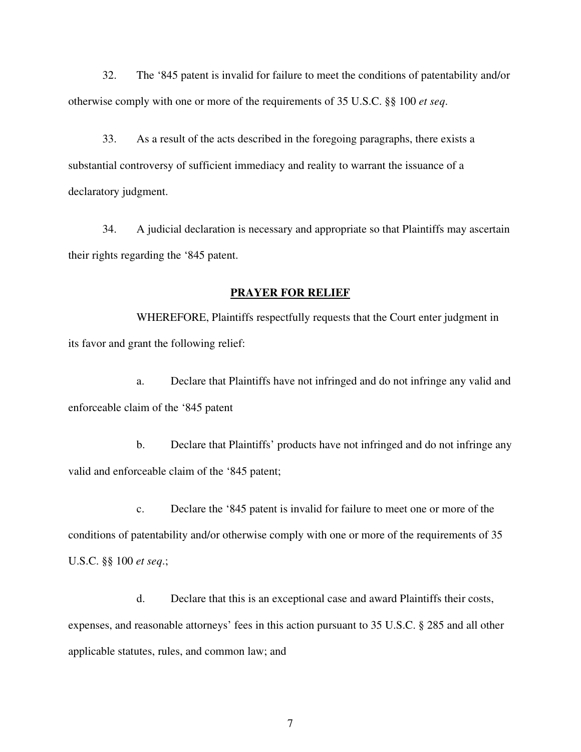32. The '845 patent is invalid for failure to meet the conditions of patentability and/or otherwise comply with one or more of the requirements of 35 U.S.C. §§ 100 *et seq*.

33. As a result of the acts described in the foregoing paragraphs, there exists a substantial controversy of sufficient immediacy and reality to warrant the issuance of a declaratory judgment.

34. A judicial declaration is necessary and appropriate so that Plaintiffs may ascertain their rights regarding the '845 patent.

## **PRAYER FOR RELIEF**

WHEREFORE, Plaintiffs respectfully requests that the Court enter judgment in its favor and grant the following relief:

a. Declare that Plaintiffs have not infringed and do not infringe any valid and enforceable claim of the '845 patent

b. Declare that Plaintiffs' products have not infringed and do not infringe any valid and enforceable claim of the '845 patent;

c. Declare the '845 patent is invalid for failure to meet one or more of the conditions of patentability and/or otherwise comply with one or more of the requirements of 35 U.S.C. §§ 100 *et seq.*;

d. Declare that this is an exceptional case and award Plaintiffs their costs, expenses, and reasonable attorneys' fees in this action pursuant to 35 U.S.C. § 285 and all other applicable statutes, rules, and common law; and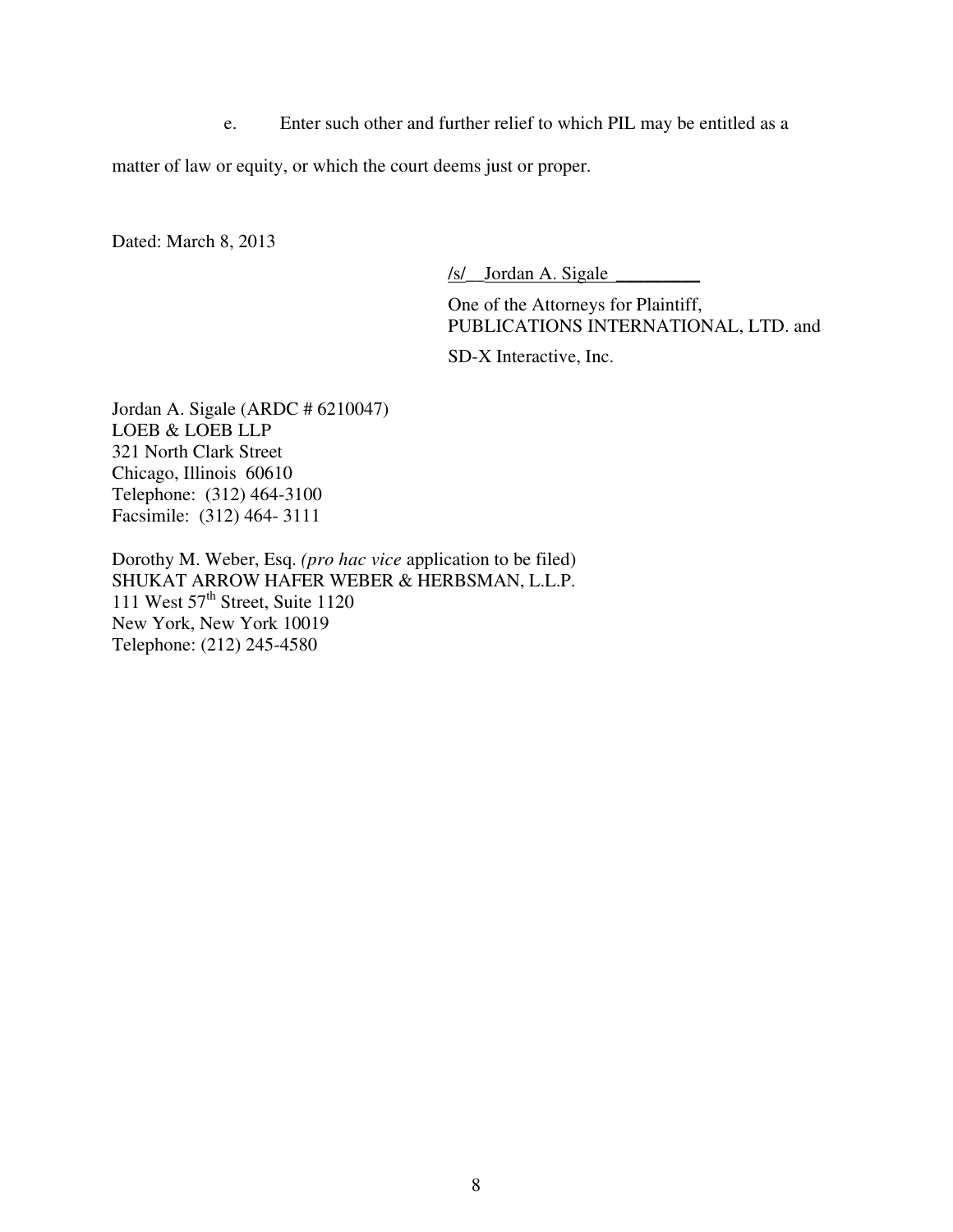e. Enter such other and further relief to which PIL may be entitled as a matter of law or equity, or which the court deems just or proper.

Dated: March 8, 2013

/s/ Jordan A. Sigale

One of the Attorneys for Plaintiff,
PUBLICATIONS INTERNATIONAL, LTD. and
SD-X Interactive, Inc.

Jordan A. Sigale (ARDC # 6210047)
LOEB & LOEB LLP
321 North Clark Street
Chicago, Illinois 60610
Telephone: (312) 464-3100
Facsimile: (312) 464- 3111

Dorothy M. Weber, Esq. *(pro hac vice* application to be filed)
SHUKAT ARROW HAFER WEBER & HERBSMAN, L.L.P.
111 West 57th Street, Suite 1120
New York, New York 10019
Telephone: (212) 245-4580